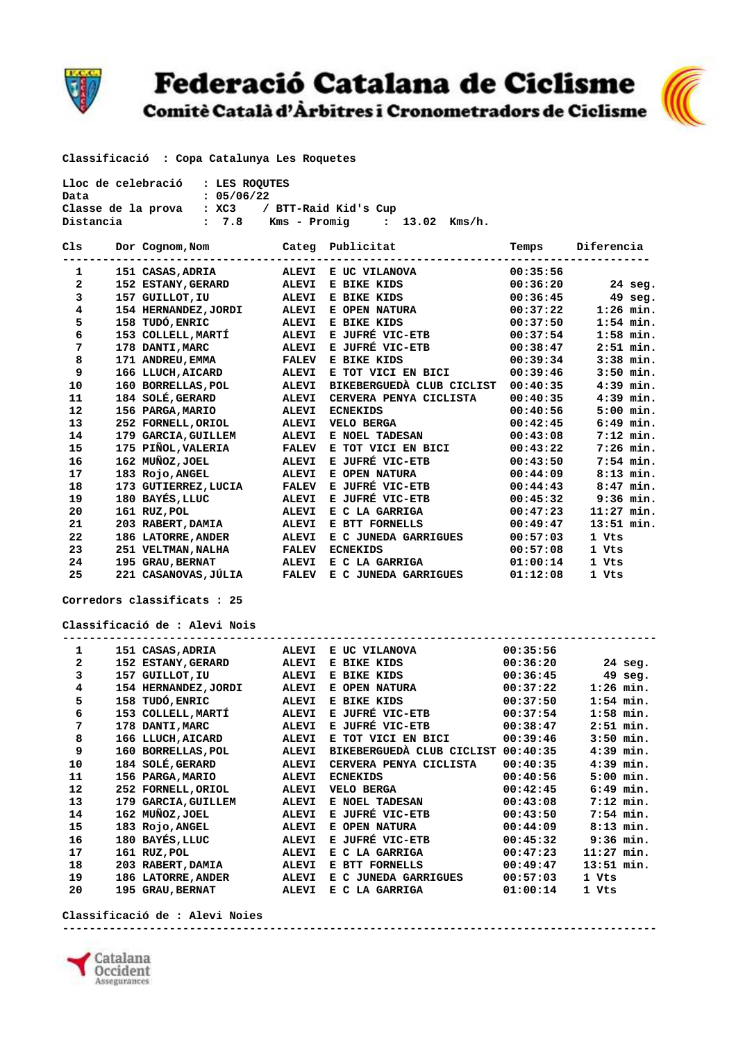# Federació Catalana de Ciclisme

## Comitè Català d'Àrbitres i Cronometradors de Ciclisme

**Classificació : Copa Catalunya Les Roquetes**

Lloc de celebració : LES ROQUTES
Data : 05/06/22
Classe de la prova : XC3 / BTT-Raid Kid's Cup
Distancia : 7.8 Kms - Promig : 13.02 Kms/h.

| Cls | Dor | Cognom,Nom | Categ | Publicitat | Temps | Diferencia |
|---|---|---|---|---|---|---|
| 1 | 151 | CASAS,ADRIA | ALEVI | E UC VILANOVA | 00:35:56 | |
| 2 | 152 | ESTANY,GERARD | ALEVI | E BIKE KIDS | 00:36:20 | 24 seg. |
| 3 | 157 | GUILLOT,IU | ALEVI | E BIKE KIDS | 00:36:45 | 49 seg. |
| 4 | 154 | HERNANDEZ,JORDI | ALEVI | E OPEN NATURA | 00:37:22 | 1:26 min. |
| 5 | 158 | TUDÓ,ENRIC | ALEVI | E BIKE KIDS | 00:37:50 | 1:54 min. |
| 6 | 153 | COLLELL,MARTÍ | ALEVI | E JUFRÉ VIC-ETB | 00:37:54 | 1:58 min. |
| 7 | 178 | DANTI,MARC | ALEVI | E JUFRÉ VIC-ETB | 00:38:47 | 2:51 min. |
| 8 | 171 | ANDREU,EMMA | FALEV | E BIKE KIDS | 00:39:34 | 3:38 min. |
| 9 | 166 | LLUCH,AICARD | ALEVI | E TOT VICI EN BICI | 00:39:46 | 3:50 min. |
| 10 | 160 | BORRELLAS,POL | ALEVI | BIKEBERGUEDÀ CLUB CICLIST | 00:40:35 | 4:39 min. |
| 11 | 184 | SOLÉ,GERARD | ALEVI | CERVERA PENYA CICLISTA | 00:40:35 | 4:39 min. |
| 12 | 156 | PARGA,MARIO | ALEVI | ECNEKIDS | 00:40:56 | 5:00 min. |
| 13 | 252 | FORNELL,ORIOL | ALEVI | VELO BERGA | 00:42:45 | 6:49 min. |
| 14 | 179 | GARCIA,GUILLEM | ALEVI | E NOEL TADESAN | 00:43:08 | 7:12 min. |
| 15 | 175 | PIÑOL,VALERIA | FALEV | E TOT VICI EN BICI | 00:43:22 | 7:26 min. |
| 16 | 162 | MUÑOZ,JOEL | ALEVI | E JUFRÉ VIC-ETB | 00:43:50 | 7:54 min. |
| 17 | 183 | Rojo,ANGEL | ALEVI | E OPEN NATURA | 00:44:09 | 8:13 min. |
| 18 | 173 | GUTIERREZ,LUCIA | FALEV | E JUFRÉ VIC-ETB | 00:44:43 | 8:47 min. |
| 19 | 180 | BAYÉS,LLUC | ALEVI | E JUFRÉ VIC-ETB | 00:45:32 | 9:36 min. |
| 20 | 161 | RUZ,POL | ALEVI | E C LA GARRIGA | 00:47:23 | 11:27 min. |
| 21 | 203 | RABERT,DAMIA | ALEVI | E BTT FORNELLS | 00:49:47 | 13:51 min. |
| 22 | 186 | LATORRE,ANDER | ALEVI | E C JUNEDA GARRIGUES | 00:57:03 | 1 Vts |
| 23 | 251 | VELTMAN,NALHA | FALEV | ECNEKIDS | 00:57:08 | 1 Vts |
| 24 | 195 | GRAU,BERNAT | ALEVI | E C LA GARRIGA | 01:00:14 | 1 Vts |
| 25 | 221 | CASANOVAS,JÚLIA | FALEV | E C JUNEDA GARRIGUES | 01:12:08 | 1 Vts |

**Corredors classificats : 25**

**Classificació de : Alevi Nois**

| Cls | Dor | Cognom,Nom | Categ | Publicitat | Temps | Diferencia |
|---|---|---|---|---|---|---|
| 1 | 151 | CASAS,ADRIA | ALEVI | E UC VILANOVA | 00:35:56 | |
| 2 | 152 | ESTANY,GERARD | ALEVI | E BIKE KIDS | 00:36:20 | 24 seg. |
| 3 | 157 | GUILLOT,IU | ALEVI | E BIKE KIDS | 00:36:45 | 49 seg. |
| 4 | 154 | HERNANDEZ,JORDI | ALEVI | E OPEN NATURA | 00:37:22 | 1:26 min. |
| 5 | 158 | TUDÓ,ENRIC | ALEVI | E BIKE KIDS | 00:37:50 | 1:54 min. |
| 6 | 153 | COLLELL,MARTÍ | ALEVI | E JUFRÉ VIC-ETB | 00:37:54 | 1:58 min. |
| 7 | 178 | DANTI,MARC | ALEVI | E JUFRÉ VIC-ETB | 00:38:47 | 2:51 min. |
| 8 | 166 | LLUCH,AICARD | ALEVI | E TOT VICI EN BICI | 00:39:46 | 3:50 min. |
| 9 | 160 | BORRELLAS,POL | ALEVI | BIKEBERGUEDÀ CLUB CICLIST | 00:40:35 | 4:39 min. |
| 10 | 184 | SOLÉ,GERARD | ALEVI | CERVERA PENYA CICLISTA | 00:40:35 | 4:39 min. |
| 11 | 156 | PARGA,MARIO | ALEVI | ECNEKIDS | 00:40:56 | 5:00 min. |
| 12 | 252 | FORNELL,ORIOL | ALEVI | VELO BERGA | 00:42:45 | 6:49 min. |
| 13 | 179 | GARCIA,GUILLEM | ALEVI | E NOEL TADESAN | 00:43:08 | 7:12 min. |
| 14 | 162 | MUÑOZ,JOEL | ALEVI | E JUFRÉ VIC-ETB | 00:43:50 | 7:54 min. |
| 15 | 183 | Rojo,ANGEL | ALEVI | E OPEN NATURA | 00:44:09 | 8:13 min. |
| 16 | 180 | BAYÉS,LLUC | ALEVI | E JUFRÉ VIC-ETB | 00:45:32 | 9:36 min. |
| 17 | 161 | RUZ,POL | ALEVI | E C LA GARRIGA | 00:47:23 | 11:27 min. |
| 18 | 203 | RABERT,DAMIA | ALEVI | E BTT FORNELLS | 00:49:47 | 13:51 min. |
| 19 | 186 | LATORRE,ANDER | ALEVI | E C JUNEDA GARRIGUES | 00:57:03 | 1 Vts |
| 20 | 195 | GRAU,BERNAT | ALEVI | E C LA GARRIGA | 01:00:14 | 1 Vts |

**Classificació de : Alevi Noies**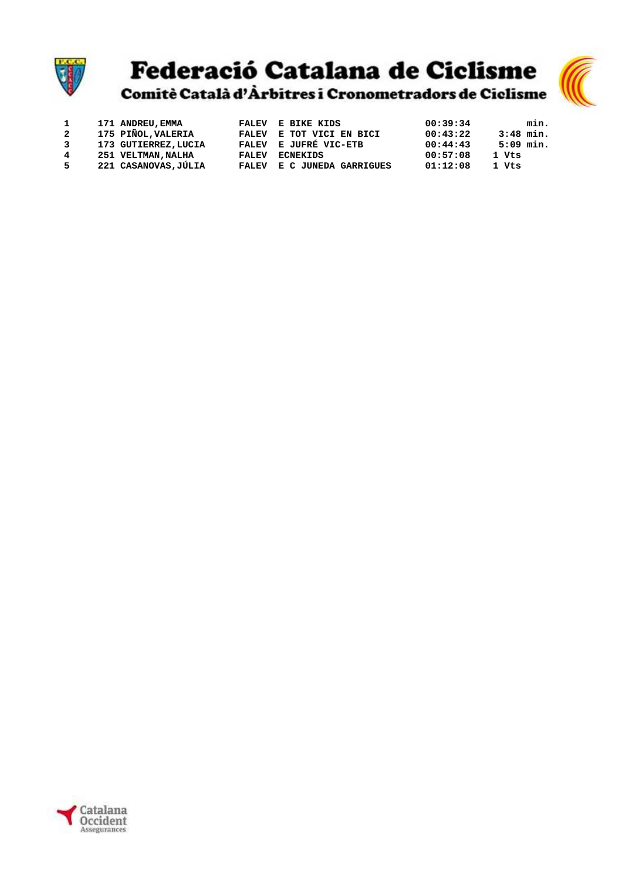| | | | | | | |
|---|---|---|---|---|---|---|
| 1 | 171 | ANDREU,EMMA | FALEV | E BIKE KIDS | 00:39:34 | min. |
| 2 | 175 | PIÑOL,VALERIA | FALEV | E TOT VICI EN BICI | 00:43:22 | 3:48 min. |
| 3 | 173 | GUTIERREZ,LUCIA | FALEV | E JUFRÉ VIC-ETB | 00:44:43 | 5:09 min. |
| 4 | 251 | VELTMAN,NALHA | FALEV | ECNEKIDS | 00:57:08 | 1 Vts |
| 5 | 221 | CASANOVAS,JÚLIA | FALEV | E C JUNEDA GARRIGUES | 01:12:08 | 1 Vts |